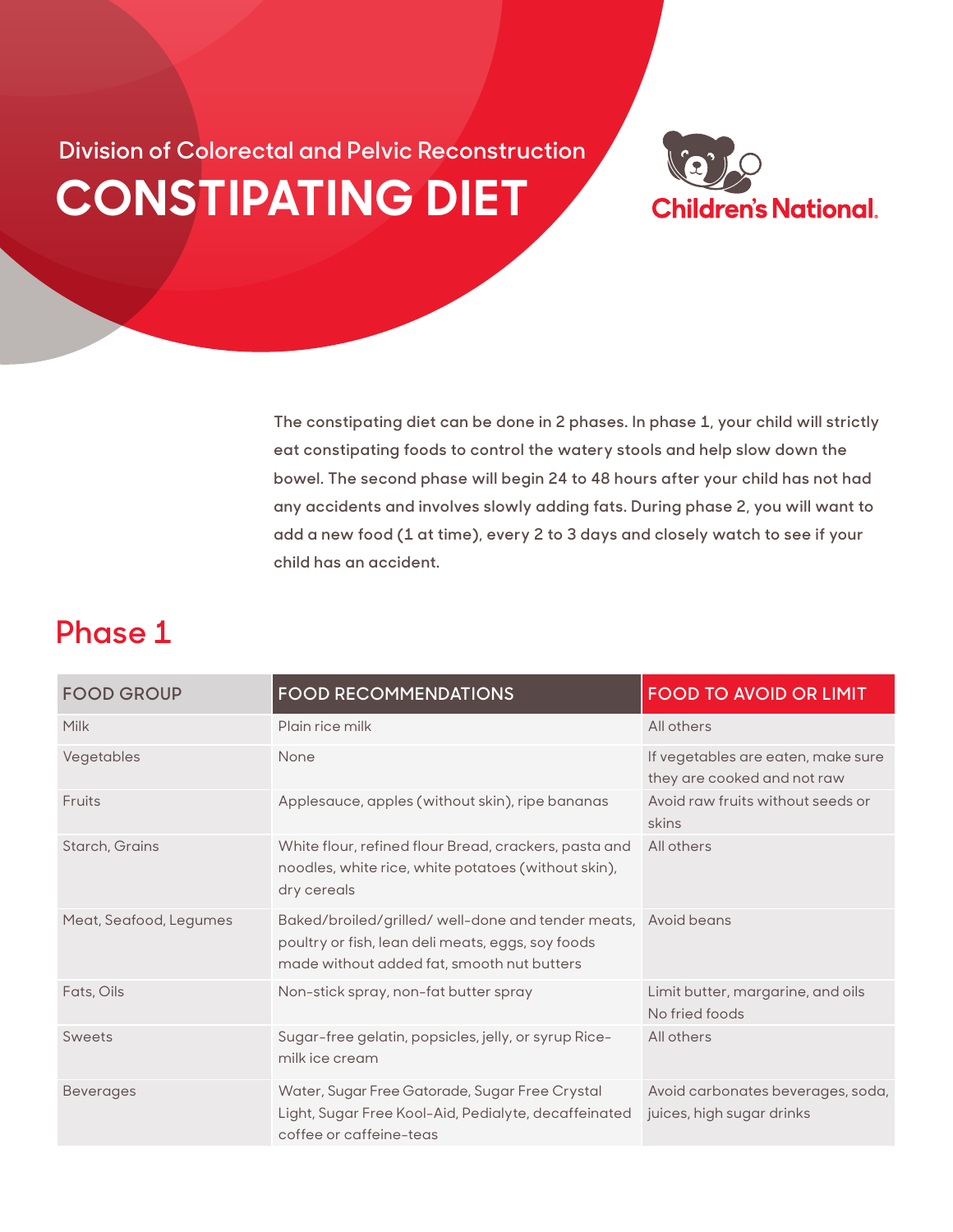Division of Colorectal and Pelvic Reconstruction

# CONSTIPATING DIET

Children's National.

The constipating diet can be done in 2 phases. In phase 1, your child will strictly eat constipating foods to control the watery stools and help slow down the bowel. The second phase will begin 24 to 48 hours after your child has not had any accidents and involves slowly adding fats. During phase 2, you will want to add a new food (1 at time), every 2 to 3 days and closely watch to see if your child has an accident.

## Phase 1

| FOOD GROUP | FOOD RECOMMENDATIONS | FOOD TO AVOID OR LIMIT |
|---|---|---|
| Milk | Plain rice milk | All others |
| Vegetables | None | If vegetables are eaten, make sure they are cooked and not raw |
| Fruits | Applesauce, apples (without skin), ripe bananas | Avoid raw fruits without seeds or skins |
| Starch, Grains | White flour, refined flour Bread, crackers, pasta and noodles, white rice, white potatoes (without skin), dry cereals | All others |
| Meat, Seafood, Legumes | Baked/broiled/grilled/ well-done and tender meats, poultry or fish, lean deli meats, eggs, soy foods made without added fat, smooth nut butters | Avoid beans |
| Fats, Oils | Non-stick spray, non-fat butter spray | Limit butter, margarine, and oils<br>No fried foods |
| Sweets | Sugar-free gelatin, popsicles, jelly, or syrup Rice-milk ice cream | All others |
| Beverages | Water, Sugar Free Gatorade, Sugar Free Crystal Light, Sugar Free Kool-Aid, Pedialyte, decaffeinated coffee or caffeine-teas | Avoid carbonates beverages, soda, juices, high sugar drinks |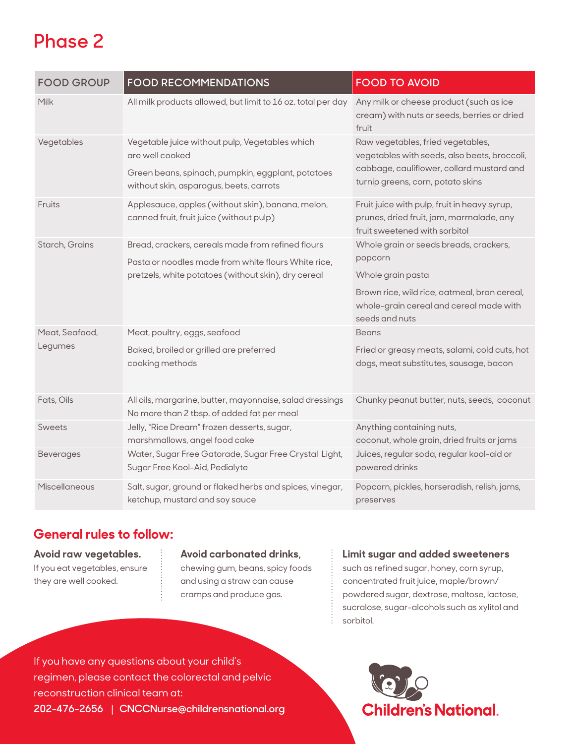# Phase 2

| FOOD GROUP | FOOD RECOMMENDATIONS | FOOD TO AVOID |
|---|---|---|
| Milk | All milk products allowed, but limit to 16 oz. total per day | Any milk or cheese product (such as ice cream) with nuts or seeds, berries or dried fruit |
| Vegetables | Vegetable juice without pulp, Vegetables which are well cooked<br>Green beans, spinach, pumpkin, eggplant, potatoes without skin, asparagus, beets, carrots | Raw vegetables, fried vegetables, vegetables with seeds, also beets, broccoli, cabbage, cauliflower, collard mustard and turnip greens, corn, potato skins |
| Fruits | Applesauce, apples (without skin), banana, melon, canned fruit, fruit juice (without pulp) | Fruit juice with pulp, fruit in heavy syrup, prunes, dried fruit, jam, marmalade, any fruit sweetened with sorbitol |
| Starch, Grains | Bread, crackers, cereals made from refined flours<br>Pasta or noodles made from white flours White rice, pretzels, white potatoes (without skin), dry cereal | Whole grain or seeds breads, crackers, popcorn<br>Whole grain pasta<br>Brown rice, wild rice, oatmeal, bran cereal, whole-grain cereal and cereal made with seeds and nuts |
| Meat, Seafood, Legumes | Meat, poultry, eggs, seafood<br>Baked, broiled or grilled are preferred cooking methods | Beans<br>Fried or greasy meats, salami, cold cuts, hot dogs, meat substitutes, sausage, bacon |
| Fats, Oils | All oils, margarine, butter, mayonnaise, salad dressings<br>No more than 2 tbsp. of added fat per meal | Chunky peanut butter, nuts, seeds, coconut |
| Sweets | Jelly, "Rice Dream" frozen desserts, sugar, marshmallows, angel food cake | Anything containing nuts, coconut, whole grain, dried fruits or jams |
| Beverages | Water, Sugar Free Gatorade, Sugar Free Crystal Light, Sugar Free Kool-Aid, Pedialyte | Juices, regular soda, regular kool-aid or powered drinks |
| Miscellaneous | Salt, sugar, ground or flaked herbs and spices, vinegar, ketchup, mustard and soy sauce | Popcorn, pickles, horseradish, relish, jams, preserves |

## General rules to follow:

**Avoid raw vegetables.** If you eat vegetables, ensure they are well cooked.

**Avoid carbonated drinks,** chewing gum, beans, spicy foods and using a straw can cause cramps and produce gas.

**Limit sugar and added sweeteners** such as refined sugar, honey, corn syrup, concentrated fruit juice, maple/brown/powdered sugar, dextrose, maltose, lactose, sucralose, sugar-alcohols such as xylitol and sorbitol.

If you have any questions about your child's regimen, please contact the colorectal and pelvic reconstruction clinical team at:

**202-476-2656 | CNCCNurse@childrensnational.org**

Children's National.